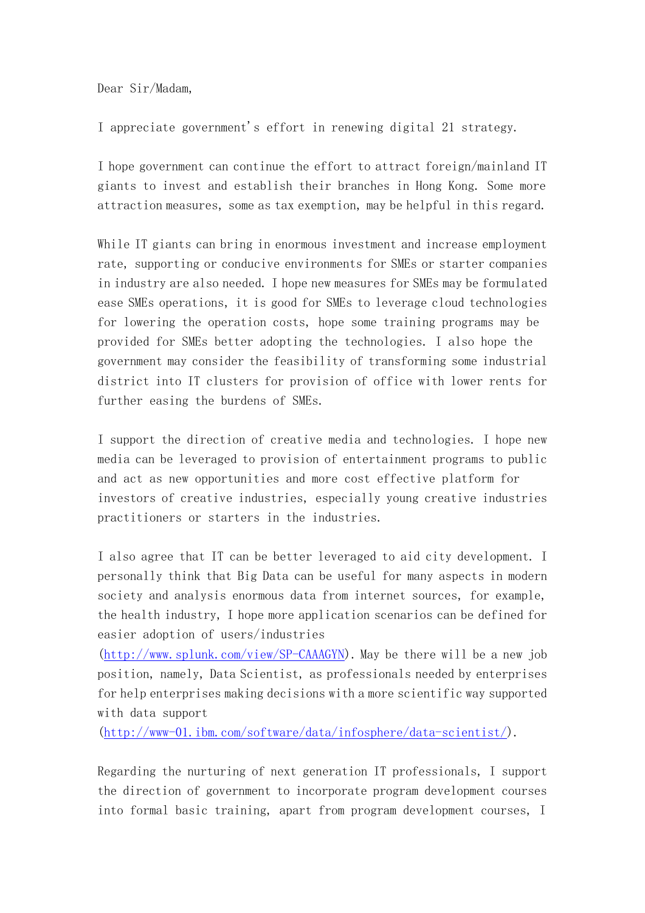Dear Sir/Madam,

I appreciate government's effort in renewing digital 21 strategy.

I hope government can continue the effort to attract foreign/mainland IT giants to invest and establish their branches in Hong Kong. Some more attraction measures, some as tax exemption, may be helpful in this regard.

While IT giants can bring in enormous investment and increase employment rate, supporting or conducive environments for SMEs or starter companies in industry are also needed. I hope new measures for SMEs may be formulated ease SMEs operations, it is good for SMEs to leverage cloud technologies for lowering the operation costs, hope some training programs may be provided for SMEs better adopting the technologies. I also hope the government may consider the feasibility of transforming some industrial district into IT clusters for provision of office with lower rents for further easing the burdens of SMEs.

I support the direction of creative media and technologies. I hope new media can be leveraged to provision of entertainment programs to public and act as new opportunities and more cost effective platform for investors of creative industries, especially young creative industries practitioners or starters in the industries.

I also agree that IT can be better leveraged to aid city development. I personally think that Big Data can be useful for many aspects in modern society and analysis enormous data from internet sources, for example, the health industry, I hope more application scenarios can be defined for easier adoption of users/industries (http://www.splunk.com/view/SP-CAAAGYN). May be there will be a new job position, namely, Data Scientist, as professionals needed by enterprises for help enterprises making decisions with a more scientific way supported with data support (http://www-01.ibm.com/software/data/infosphere/data-scientist/).

Regarding the nurturing of next generation IT professionals, I support the direction of government to incorporate program development courses into formal basic training, apart from program development courses, I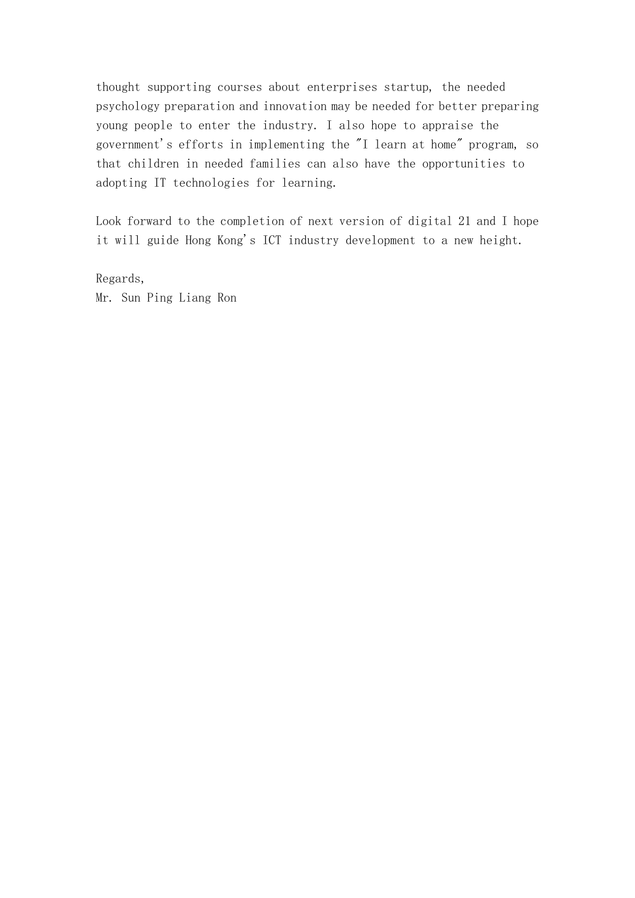thought supporting courses about enterprises startup, the needed psychology preparation and innovation may be needed for better preparing young people to enter the industry. I also hope to appraise the government's efforts in implementing the "I learn at home" program, so that children in needed families can also have the opportunities to adopting IT technologies for learning.

Look forward to the completion of next version of digital 21 and I hope it will guide Hong Kong's ICT industry development to a new height.

Regards,  
Mr. Sun Ping Liang Ron